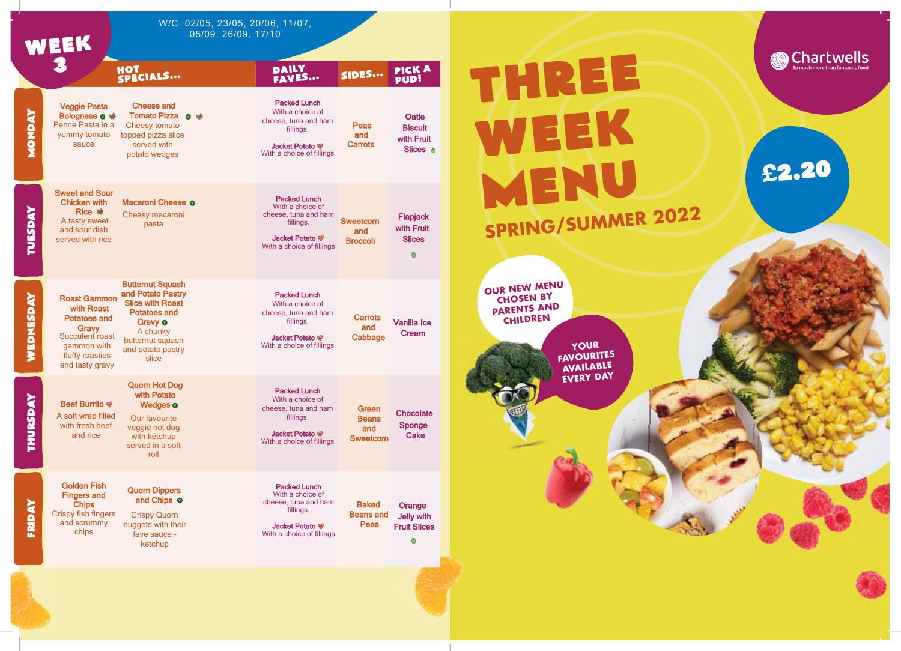# WEEK 3

W/C: 02/05, 23/05, 20/06, 11/07, 05/09, 26/09, 17/10

| | HOT SPECIALS... | | DAILY FAVES... | SIDES... | PICK A PUD! |
|---|---|---|---|---|---|
| MONDAY | **Veggie Pasta Bolognese** Penne Pasta in a yummy tomato sauce | **Cheese and Tomato Pizza** Cheesy tomato topped pizza slice served with potato wedges | **Packed Lunch** With a choice of cheese, tuna and ham fillings. **Jacket Potato** With a choice of fillings | Peas and Carrots | Oatie Biscuit with Fruit Slices |
| TUESDAY | **Sweet and Sour Chicken with Rice** A tasty sweet and sour dish served with rice | **Macaroni Cheese** Cheesy macaroni pasta | **Packed Lunch** With a choice of cheese, tuna and ham fillings. **Jacket Potato** With a choice of fillings | Sweetcorn and Broccoli | Flapjack with Fruit Slices |
| WEDNESDAY | **Roast Gammon with Roast Potatoes and Gravy** Succulent roast gammon with fluffy roasties and tasty gravy | **Butternut Squash and Potato Pastry Slice with Roast Potatoes and Gravy** A chunky butternut squash and potato pastry slice | **Packed Lunch** With a choice of cheese, tuna and ham fillings. **Jacket Potato** With a choice of fillings | Carrots and Cabbage | Vanilla Ice Cream |
| THURSDAY | **Beef Burrito** A soft wrap filled with fresh beef and rice | **Quorn Hot Dog with Potato Wedges** Our favourite veggie hot dog with ketchup served in a soft roll | **Packed Lunch** With a choice of cheese, tuna and ham fillings. **Jacket Potato** With a choice of fillings | Green Beans and Sweetcorn | Chocolate Sponge Cake |
| FRIDAY | **Golden Fish Fingers and Chips** Crispy fish fingers and scrummy chips | **Quorn Dippers and Chips** Crispy Quorn nuggets with their fave sauce - ketchup | **Packed Lunch** With a choice of cheese, tuna and ham fillings. **Jacket Potato** With a choice of fillings | Baked Beans and Peas | Orange Jelly with Fruit Slices |

# THREE WEEK MENU

## SPRING/SUMMER 2022

Chartwells
So much more than fantastic food

£2.20

OUR NEW MENU CHOSEN BY PARENTS AND CHILDREN

YOUR FAVOURITES AVAILABLE EVERY DAY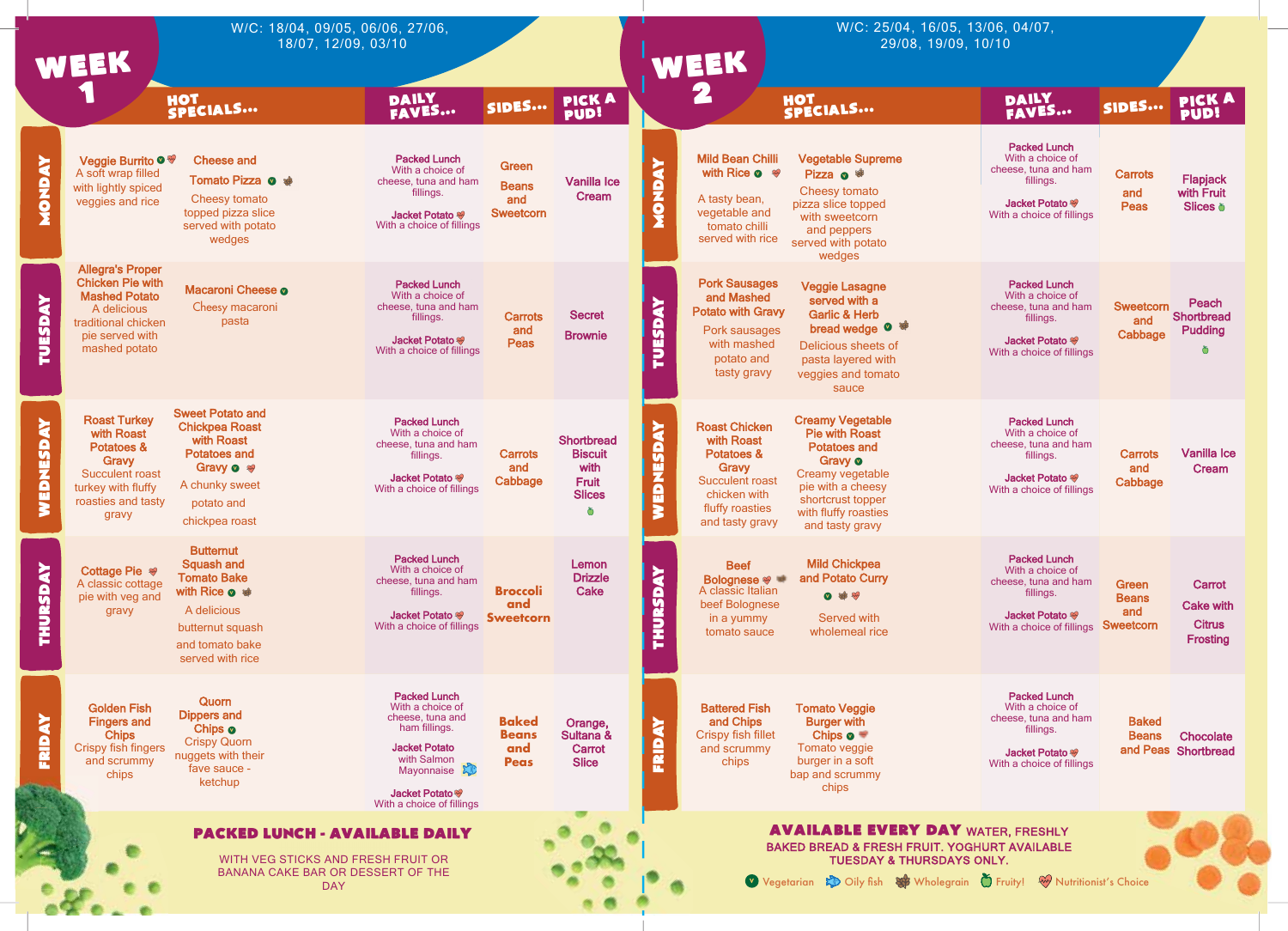# WEEK 1

W/C: 18/04, 09/05, 06/06, 27/06, 18/07, 12/09, 03/10

| | HOT SPECIALS... | | DAILY FAVES... | SIDES... | PICK A PUD! |
|---|---|---|---|---|---|
| MONDAY | Veggie Burrito (Vegetarian, Nutritionist's Choice) A soft wrap filled with lightly spiced veggies and rice | Cheese and Tomato Pizza (Vegetarian, Wholegrain) Cheesy tomato topped pizza slice served with potato wedges | Packed Lunch With a choice of cheese, tuna and ham fillings. Jacket Potato (Nutritionist's Choice) With a choice of fillings | Green Beans and Sweetcorn | Vanilla Ice Cream |
| TUESDAY | Allegra's Proper Chicken Pie with Mashed Potato A delicious traditional chicken pie served with mashed potato | Macaroni Cheese (Vegetarian) Cheesy macaroni pasta | Packed Lunch With a choice of cheese, tuna and ham fillings. Jacket Potato (Nutritionist's Choice) With a choice of fillings | Carrots and Peas | Secret Brownie |
| WEDNESDAY | Roast Turkey with Roast Potatoes & Gravy Succulent roast turkey with fluffy roasties and tasty gravy | Sweet Potato and Chickpea Roast with Roast Potatoes and Gravy (Vegetarian, Nutritionist's Choice) A chunky sweet potato and chickpea roast | Packed Lunch With a choice of cheese, tuna and ham fillings. Jacket Potato (Nutritionist's Choice) With a choice of fillings | Carrots and Cabbage | Shortbread Biscuit with Fruit Slices (Fruity!) |
| THURSDAY | Cottage Pie (Nutritionist's Choice) A classic cottage pie with veg and gravy | Butternut Squash and Tomato Bake with Rice (Vegetarian, Wholegrain) A delicious butternut squash and tomato bake served with rice | Packed Lunch With a choice of cheese, tuna and ham fillings. Jacket Potato (Nutritionist's Choice) With a choice of fillings | Broccoli and Sweetcorn | Lemon Drizzle Cake |
| FRIDAY | Golden Fish Fingers and Chips Crispy fish fingers and scrummy chips | Quorn Dippers and Chips (Vegetarian) Crispy Quorn nuggets with their fave sauce - ketchup | Packed Lunch With a choice of cheese, tuna and ham fillings. Jacket Potato with Salmon Mayonnaise (Oily fish) Jacket Potato (Nutritionist's Choice) With a choice of fillings | Baked Beans and Peas | Orange, Sultana & Carrot Slice |

**PACKED LUNCH - AVAILABLE DAILY**

WITH VEG STICKS AND FRESH FRUIT OR BANANA CAKE BAR OR DESSERT OF THE DAY

# WEEK 2

W/C: 25/04, 16/05, 13/06, 04/07, 29/08, 19/09, 10/10

| | HOT SPECIALS... | | DAILY FAVES... | SIDES... | PICK A PUD! |
|---|---|---|---|---|---|
| MONDAY | Mild Bean Chilli with Rice (Vegetarian, Nutritionist's Choice) A tasty bean, vegetable and tomato chilli served with rice | Vegetable Supreme Pizza (Vegetarian, Wholegrain) Cheesy tomato pizza slice topped with sweetcorn and peppers served with potato wedges | Packed Lunch With a choice of cheese, tuna and ham fillings. Jacket Potato (Nutritionist's Choice) With a choice of fillings | Carrots and Peas | Flapjack with Fruit Slices (Fruity!) |
| TUESDAY | Pork Sausages and Mashed Potato with Gravy Pork sausages with mashed potato and tasty gravy | Veggie Lasagne served with a Garlic & Herb bread wedge (Vegetarian, Wholegrain) Delicious sheets of pasta layered with veggies and tomato sauce | Packed Lunch With a choice of cheese, tuna and ham fillings. Jacket Potato (Nutritionist's Choice) With a choice of fillings | Sweetcorn and Cabbage | Peach Shortbread Pudding (Fruity!) |
| WEDNESDAY | Roast Chicken with Roast Potatoes & Gravy Succulent roast chicken with fluffy roasties and tasty gravy | Creamy Vegetable Pie with Roast Potatoes and Gravy (Vegetarian) Creamy vegetable pie with a cheesy shortcrust topper with fluffy roasties and tasty gravy | Packed Lunch With a choice of cheese, tuna and ham fillings. Jacket Potato (Nutritionist's Choice) With a choice of fillings | Carrots and Cabbage | Vanilla Ice Cream |
| THURSDAY | Beef Bolognese (Nutritionist's Choice, Wholegrain) A classic Italian beef Bolognese in a yummy tomato sauce | Mild Chickpea and Potato Curry (Vegetarian, Wholegrain, Nutritionist's Choice) Served with wholemeal rice | Packed Lunch With a choice of cheese, tuna and ham fillings. Jacket Potato (Nutritionist's Choice) With a choice of fillings | Green Beans and Sweetcorn | Carrot Cake with Citrus Frosting |
| FRIDAY | Battered Fish and Chips Crispy fish fillet and scrummy chips | Tomato Veggie Burger with Chips (Vegetarian, Nutritionist's Choice) Tomato veggie burger in a soft bap and scrummy chips | Packed Lunch With a choice of cheese, tuna and ham fillings. Jacket Potato (Nutritionist's Choice) With a choice of fillings | Baked Beans and Peas | Chocolate Shortbread |

**AVAILABLE EVERY DAY** WATER, FRESHLY BAKED BREAD & FRESH FRUIT. YOGHURT AVAILABLE TUESDAY & THURSDAYS ONLY.

Vegetarian | Oily fish | Wholegrain | Fruity! | Nutritionist's Choice